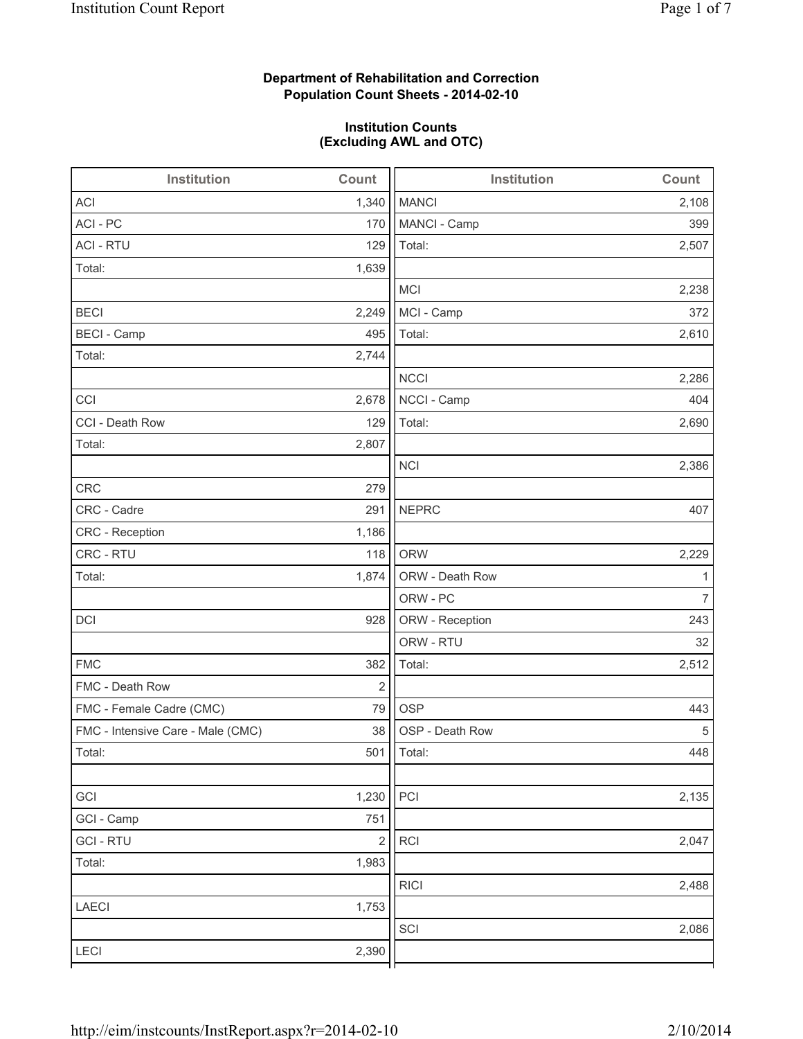**Department of Rehabilitation and Correction**
**Population Count Sheets - 2014-02-10**

**Institution Counts**
**(Excluding AWL and OTC)**

| Institution | Count |
|---|---|
| ACI | 1,340 |
| ACI - PC | 170 |
| ACI - RTU | 129 |
| Total: | 1,639 |
| | |
| BECI | 2,249 |
| BECI - Camp | 495 |
| Total: | 2,744 |
| | |
| CCI | 2,678 |
| CCI - Death Row | 129 |
| Total: | 2,807 |
| | |
| CRC | 279 |
| CRC - Cadre | 291 |
| CRC - Reception | 1,186 |
| CRC - RTU | 118 |
| Total: | 1,874 |
| | |
| DCI | 928 |
| | |
| FMC | 382 |
| FMC - Death Row | 2 |
| FMC - Female Cadre (CMC) | 79 |
| FMC - Intensive Care - Male (CMC) | 38 |
| Total: | 501 |
| | |
| GCI | 1,230 |
| GCI - Camp | 751 |
| GCI - RTU | 2 |
| Total: | 1,983 |
| | |
| LAECI | 1,753 |
| | |
| LECI | 2,390 |

| Institution | Count |
|---|---|
| MANCI | 2,108 |
| MANCI - Camp | 399 |
| Total: | 2,507 |
| | |
| MCI | 2,238 |
| MCI - Camp | 372 |
| Total: | 2,610 |
| | |
| NCCI | 2,286 |
| NCCI - Camp | 404 |
| Total: | 2,690 |
| | |
| NCI | 2,386 |
| | |
| NEPRC | 407 |
| | |
| ORW | 2,229 |
| ORW - Death Row | 1 |
| ORW - PC | 7 |
| ORW - Reception | 243 |
| ORW - RTU | 32 |
| Total: | 2,512 |
| | |
| OSP | 443 |
| OSP - Death Row | 5 |
| Total: | 448 |
| | |
| PCI | 2,135 |
| | |
| RCI | 2,047 |
| | |
| RICI | 2,488 |
| | |
| SCI | 2,086 |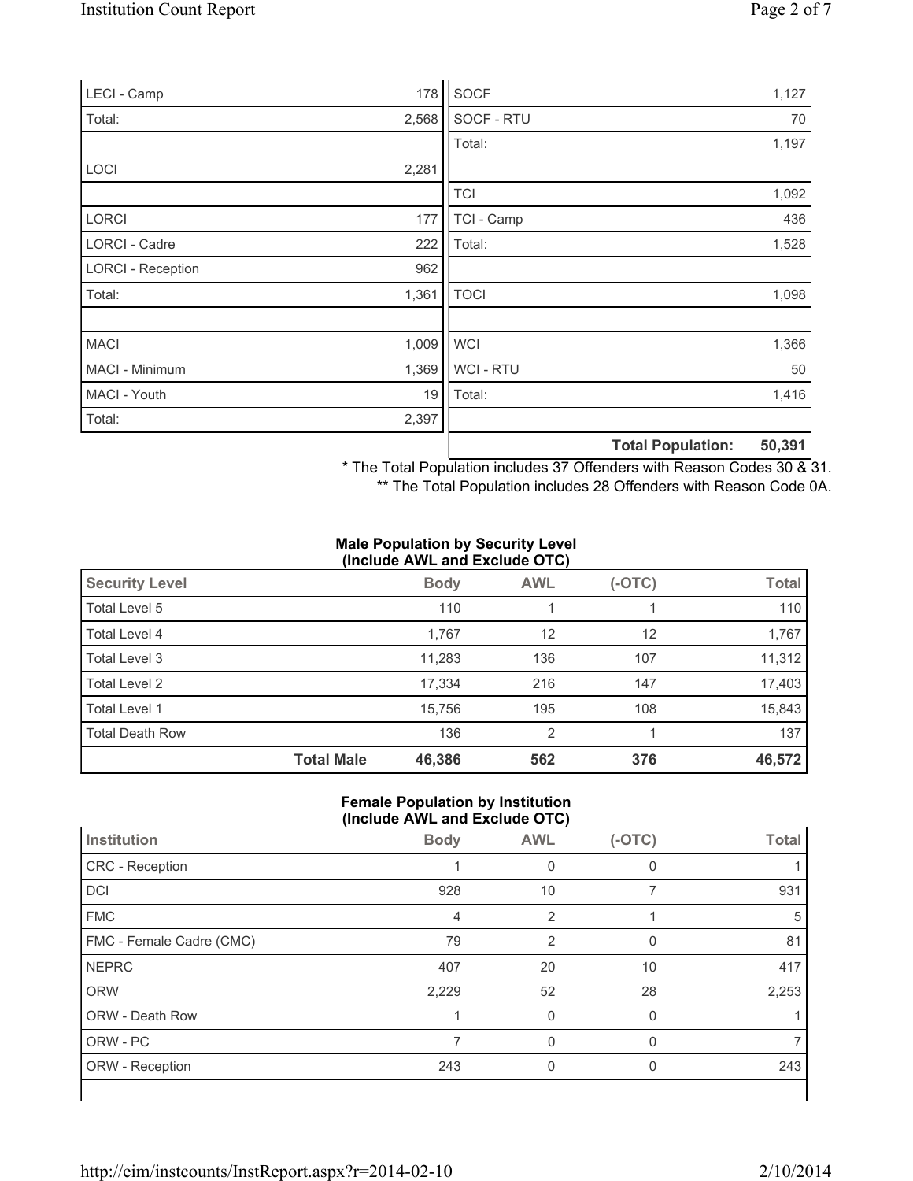| | | | |
|---|---|---|---|
| LECI - Camp | 178 | SOCF | 1,127 |
| Total: | 2,568 | SOCF - RTU | 70 |
| | | Total: | 1,197 |
| LOCI | 2,281 | | |
| | | TCI | 1,092 |
| LORCI | 177 | TCI - Camp | 436 |
| LORCI - Cadre | 222 | Total: | 1,528 |
| LORCI - Reception | 962 | | |
| Total: | 1,361 | TOCI | 1,098 |
| | | | |
| MACI | 1,009 | WCI | 1,366 |
| MACI - Minimum | 1,369 | WCI - RTU | 50 |
| MACI - Youth | 19 | Total: | 1,416 |
| Total: | 2,397 | | |
| | | **Total Population:** | **50,391** |

\* The Total Population includes 37 Offenders with Reason Codes 30 & 31.

\*\* The Total Population includes 28 Offenders with Reason Code 0A.

**Male Population by Security Level (Include AWL and Exclude OTC)**

| Security Level | | Body | AWL | (-OTC) | Total |
|---|---|---|---|---|---|
| Total Level 5 | | 110 | 1 | 1 | 110 |
| Total Level 4 | | 1,767 | 12 | 12 | 1,767 |
| Total Level 3 | | 11,283 | 136 | 107 | 11,312 |
| Total Level 2 | | 17,334 | 216 | 147 | 17,403 |
| Total Level 1 | | 15,756 | 195 | 108 | 15,843 |
| Total Death Row | | 136 | 2 | 1 | 137 |
| | **Total Male** | **46,386** | **562** | **376** | **46,572** |

**Female Population by Institution (Include AWL and Exclude OTC)**

| Institution | Body | AWL | (-OTC) | Total |
|---|---|---|---|---|
| CRC - Reception | 1 | 0 | 0 | 1 |
| DCI | 928 | 10 | 7 | 931 |
| FMC | 4 | 2 | 1 | 5 |
| FMC - Female Cadre (CMC) | 79 | 2 | 0 | 81 |
| NEPRC | 407 | 20 | 10 | 417 |
| ORW | 2,229 | 52 | 28 | 2,253 |
| ORW - Death Row | 1 | 0 | 0 | 1 |
| ORW - PC | 7 | 0 | 0 | 7 |
| ORW - Reception | 243 | 0 | 0 | 243 |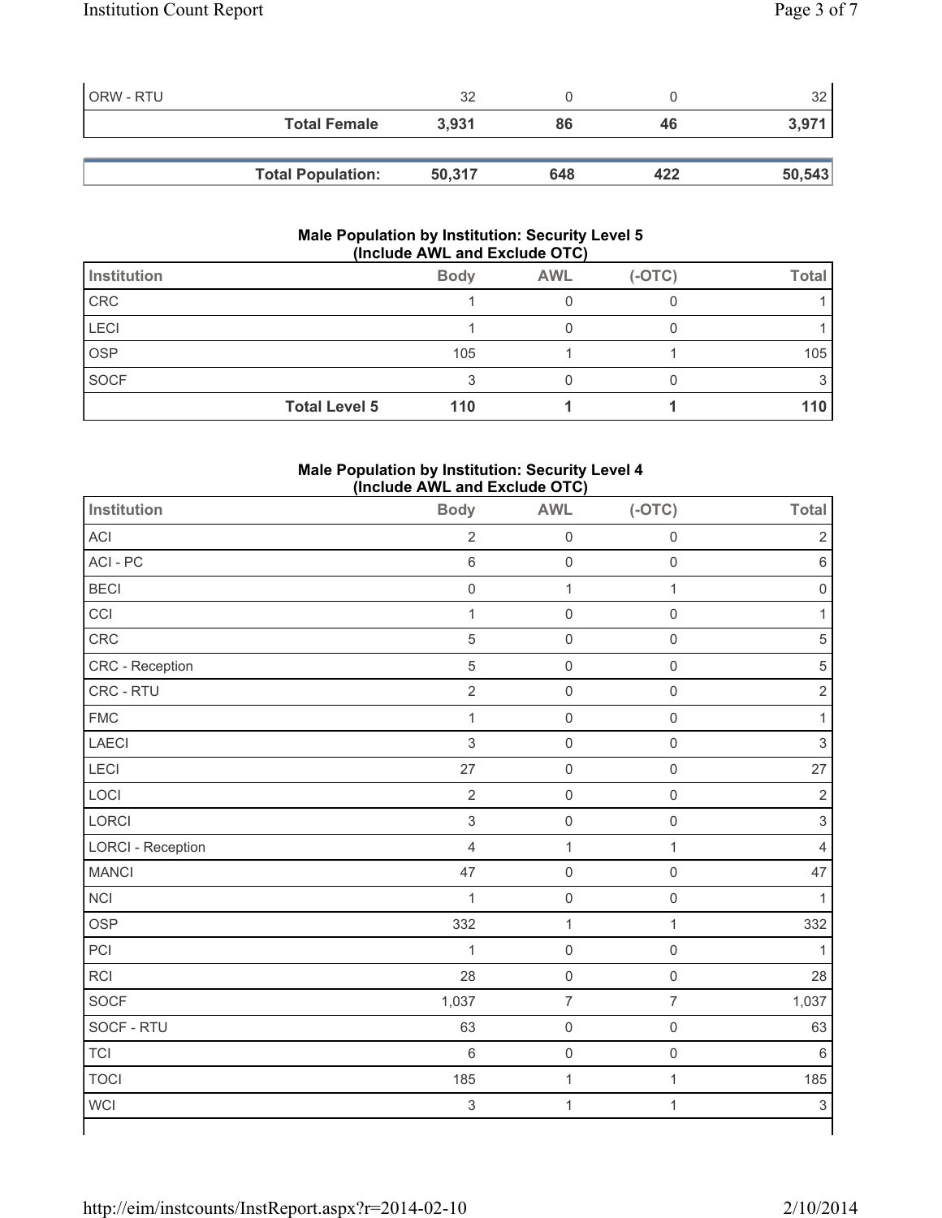| | | | | |
|---|---|---|---|---|
| ORW - RTU | | 32 | 0 | 0 | 32 |
| | **Total Female** | **3,931** | **86** | **46** | **3,971** |

| | | | | |
|---|---|---|---|---|
| **Total Population:** | **50,317** | **648** | **422** | **50,543** |

### Male Population by Institution: Security Level 5 (Include AWL and Exclude OTC)

| Institution | Body | AWL | (-OTC) | Total |
|---|---|---|---|---|
| CRC | 1 | 0 | 0 | 1 |
| LECI | 1 | 0 | 0 | 1 |
| OSP | 105 | 1 | 1 | 105 |
| SOCF | 3 | 0 | 0 | 3 |
| **Total Level 5** | **110** | **1** | **1** | **110** |

### Male Population by Institution: Security Level 4 (Include AWL and Exclude OTC)

| Institution | Body | AWL | (-OTC) | Total |
|---|---|---|---|---|
| ACI | 2 | 0 | 0 | 2 |
| ACI - PC | 6 | 0 | 0 | 6 |
| BECI | 0 | 1 | 1 | 0 |
| CCI | 1 | 0 | 0 | 1 |
| CRC | 5 | 0 | 0 | 5 |
| CRC - Reception | 5 | 0 | 0 | 5 |
| CRC - RTU | 2 | 0 | 0 | 2 |
| FMC | 1 | 0 | 0 | 1 |
| LAECI | 3 | 0 | 0 | 3 |
| LECI | 27 | 0 | 0 | 27 |
| LOCI | 2 | 0 | 0 | 2 |
| LORCI | 3 | 0 | 0 | 3 |
| LORCI - Reception | 4 | 1 | 1 | 4 |
| MANCI | 47 | 0 | 0 | 47 |
| NCI | 1 | 0 | 0 | 1 |
| OSP | 332 | 1 | 1 | 332 |
| PCI | 1 | 0 | 0 | 1 |
| RCI | 28 | 0 | 0 | 28 |
| SOCF | 1,037 | 7 | 7 | 1,037 |
| SOCF - RTU | 63 | 0 | 0 | 63 |
| TCI | 6 | 0 | 0 | 6 |
| TOCI | 185 | 1 | 1 | 185 |
| WCI | 3 | 1 | 1 | 3 |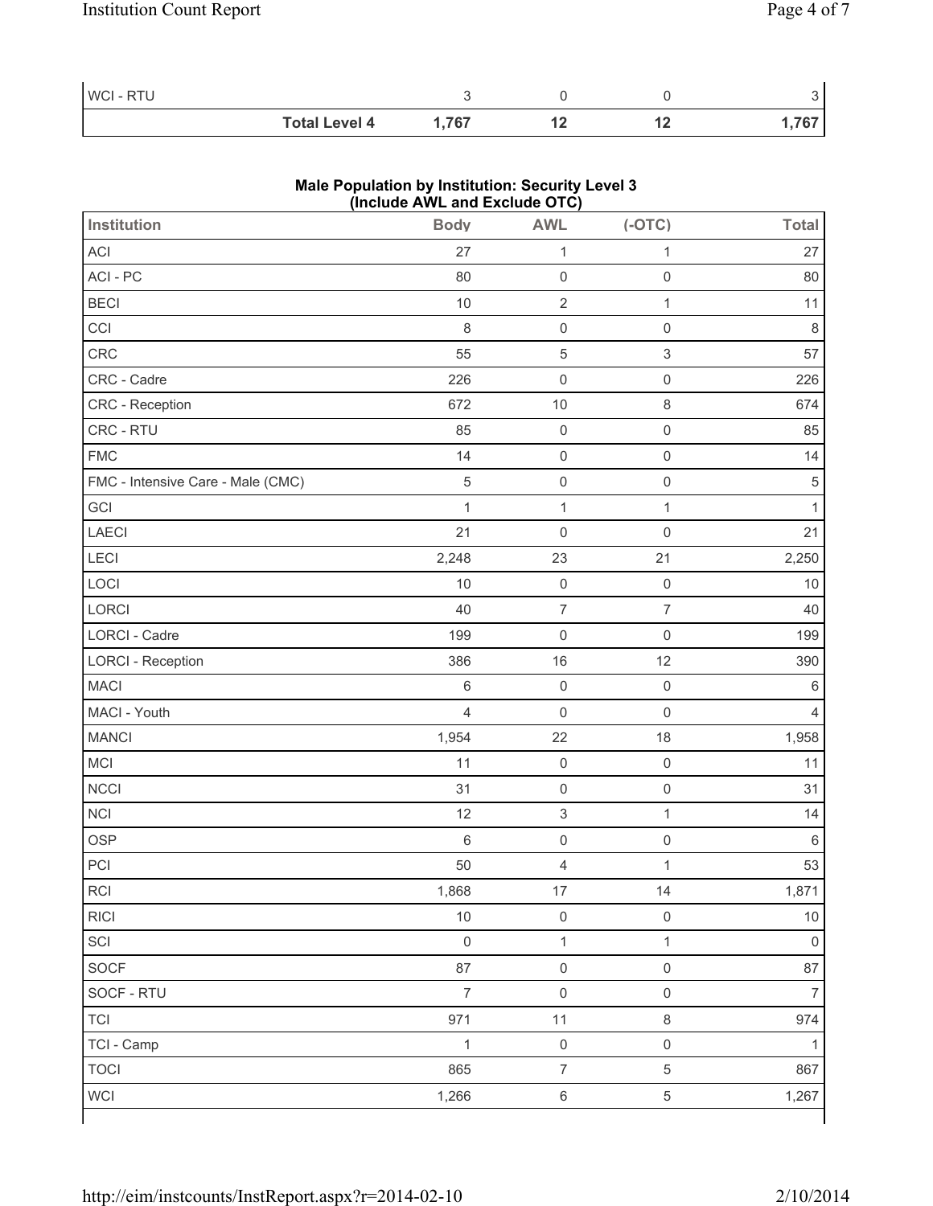| | Body | AWL | (-OTC) | Total |
|---|---|---|---|---|
| WCI - RTU | 3 | 0 | 0 | 3 |
| **Total Level 4** | **1,767** | **12** | **12** | **1,767** |

**Male Population by Institution: Security Level 3 (Include AWL and Exclude OTC)**

| Institution | Body | AWL | (-OTC) | Total |
|---|---|---|---|---|
| ACI | 27 | 1 | 1 | 27 |
| ACI - PC | 80 | 0 | 0 | 80 |
| BECI | 10 | 2 | 1 | 11 |
| CCI | 8 | 0 | 0 | 8 |
| CRC | 55 | 5 | 3 | 57 |
| CRC - Cadre | 226 | 0 | 0 | 226 |
| CRC - Reception | 672 | 10 | 8 | 674 |
| CRC - RTU | 85 | 0 | 0 | 85 |
| FMC | 14 | 0 | 0 | 14 |
| FMC - Intensive Care - Male (CMC) | 5 | 0 | 0 | 5 |
| GCI | 1 | 1 | 1 | 1 |
| LAECI | 21 | 0 | 0 | 21 |
| LECI | 2,248 | 23 | 21 | 2,250 |
| LOCI | 10 | 0 | 0 | 10 |
| LORCI | 40 | 7 | 7 | 40 |
| LORCI - Cadre | 199 | 0 | 0 | 199 |
| LORCI - Reception | 386 | 16 | 12 | 390 |
| MACI | 6 | 0 | 0 | 6 |
| MACI - Youth | 4 | 0 | 0 | 4 |
| MANCI | 1,954 | 22 | 18 | 1,958 |
| MCI | 11 | 0 | 0 | 11 |
| NCCI | 31 | 0 | 0 | 31 |
| NCI | 12 | 3 | 1 | 14 |
| OSP | 6 | 0 | 0 | 6 |
| PCI | 50 | 4 | 1 | 53 |
| RCI | 1,868 | 17 | 14 | 1,871 |
| RICI | 10 | 0 | 0 | 10 |
| SCI | 0 | 1 | 1 | 0 |
| SOCF | 87 | 0 | 0 | 87 |
| SOCF - RTU | 7 | 0 | 0 | 7 |
| TCI | 971 | 11 | 8 | 974 |
| TCI - Camp | 1 | 0 | 0 | 1 |
| TOCI | 865 | 7 | 5 | 867 |
| WCI | 1,266 | 6 | 5 | 1,267 |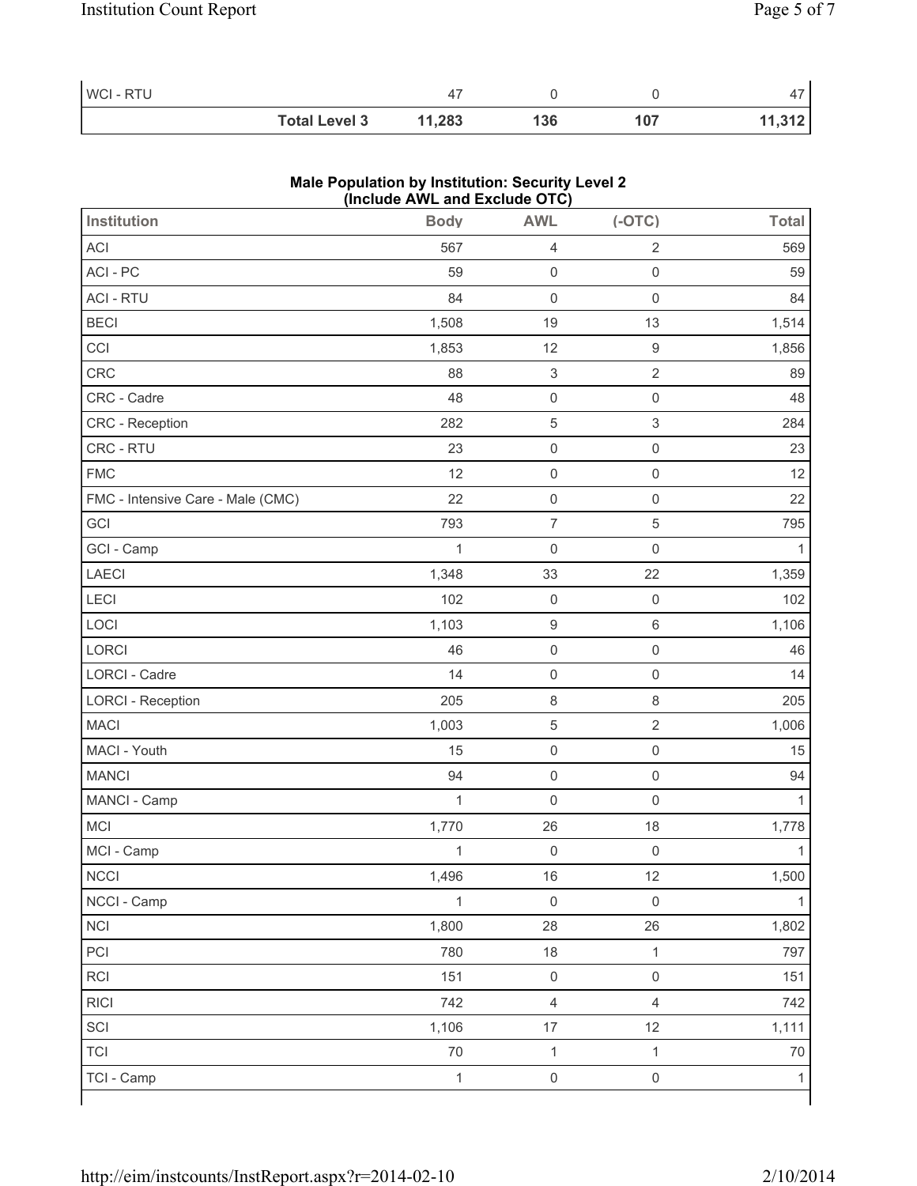| | | | | |
|---|---|---|---|---|
| WCI - RTU | 47 | 0 | 0 | 47 |
| **Total Level 3** | **11,283** | **136** | **107** | **11,312** |

**Male Population by Institution: Security Level 2 (Include AWL and Exclude OTC)**

| Institution | Body | AWL | (-OTC) | Total |
|---|---|---|---|---|
| ACI | 567 | 4 | 2 | 569 |
| ACI - PC | 59 | 0 | 0 | 59 |
| ACI - RTU | 84 | 0 | 0 | 84 |
| BECI | 1,508 | 19 | 13 | 1,514 |
| CCI | 1,853 | 12 | 9 | 1,856 |
| CRC | 88 | 3 | 2 | 89 |
| CRC - Cadre | 48 | 0 | 0 | 48 |
| CRC - Reception | 282 | 5 | 3 | 284 |
| CRC - RTU | 23 | 0 | 0 | 23 |
| FMC | 12 | 0 | 0 | 12 |
| FMC - Intensive Care - Male (CMC) | 22 | 0 | 0 | 22 |
| GCI | 793 | 7 | 5 | 795 |
| GCI - Camp | 1 | 0 | 0 | 1 |
| LAECI | 1,348 | 33 | 22 | 1,359 |
| LECI | 102 | 0 | 0 | 102 |
| LOCI | 1,103 | 9 | 6 | 1,106 |
| LORCI | 46 | 0 | 0 | 46 |
| LORCI - Cadre | 14 | 0 | 0 | 14 |
| LORCI - Reception | 205 | 8 | 8 | 205 |
| MACI | 1,003 | 5 | 2 | 1,006 |
| MACI - Youth | 15 | 0 | 0 | 15 |
| MANCI | 94 | 0 | 0 | 94 |
| MANCI - Camp | 1 | 0 | 0 | 1 |
| MCI | 1,770 | 26 | 18 | 1,778 |
| MCI - Camp | 1 | 0 | 0 | 1 |
| NCCI | 1,496 | 16 | 12 | 1,500 |
| NCCI - Camp | 1 | 0 | 0 | 1 |
| NCI | 1,800 | 28 | 26 | 1,802 |
| PCI | 780 | 18 | 1 | 797 |
| RCI | 151 | 0 | 0 | 151 |
| RICI | 742 | 4 | 4 | 742 |
| SCI | 1,106 | 17 | 12 | 1,111 |
| TCI | 70 | 1 | 1 | 70 |
| TCI - Camp | 1 | 0 | 0 | 1 |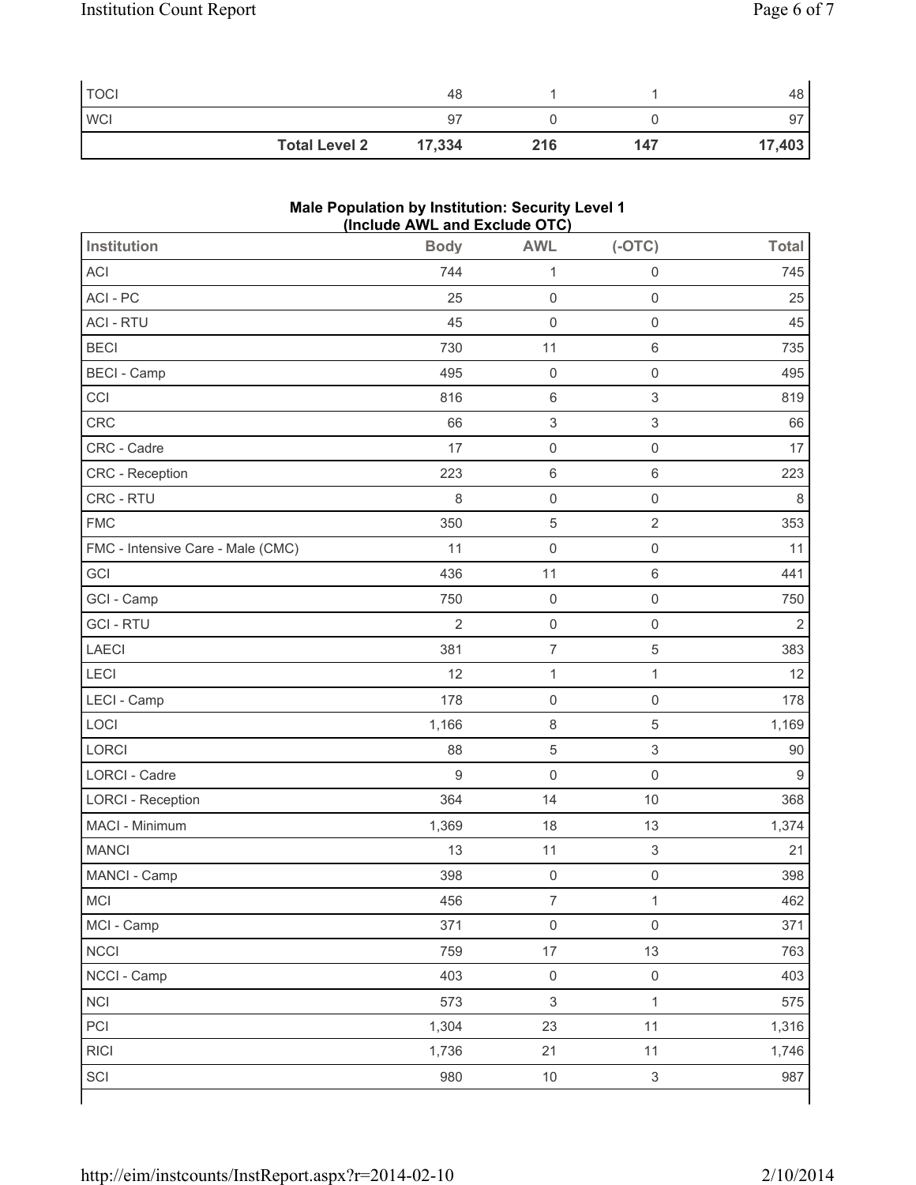| | | | | |
|---|---|---|---|---|
| TOCI | 48 | 1 | 1 | 48 |
| WCI | 97 | 0 | 0 | 97 |
| **Total Level 2** | **17,334** | **216** | **147** | **17,403** |

**Male Population by Institution: Security Level 1 (Include AWL and Exclude OTC)**

| Institution | Body | AWL | (-OTC) | Total |
|---|---|---|---|---|
| ACI | 744 | 1 | 0 | 745 |
| ACI - PC | 25 | 0 | 0 | 25 |
| ACI - RTU | 45 | 0 | 0 | 45 |
| BECI | 730 | 11 | 6 | 735 |
| BECI - Camp | 495 | 0 | 0 | 495 |
| CCI | 816 | 6 | 3 | 819 |
| CRC | 66 | 3 | 3 | 66 |
| CRC - Cadre | 17 | 0 | 0 | 17 |
| CRC - Reception | 223 | 6 | 6 | 223 |
| CRC - RTU | 8 | 0 | 0 | 8 |
| FMC | 350 | 5 | 2 | 353 |
| FMC - Intensive Care - Male (CMC) | 11 | 0 | 0 | 11 |
| GCI | 436 | 11 | 6 | 441 |
| GCI - Camp | 750 | 0 | 0 | 750 |
| GCI - RTU | 2 | 0 | 0 | 2 |
| LAECI | 381 | 7 | 5 | 383 |
| LECI | 12 | 1 | 1 | 12 |
| LECI - Camp | 178 | 0 | 0 | 178 |
| LOCI | 1,166 | 8 | 5 | 1,169 |
| LORCI | 88 | 5 | 3 | 90 |
| LORCI - Cadre | 9 | 0 | 0 | 9 |
| LORCI - Reception | 364 | 14 | 10 | 368 |
| MACI - Minimum | 1,369 | 18 | 13 | 1,374 |
| MANCI | 13 | 11 | 3 | 21 |
| MANCI - Camp | 398 | 0 | 0 | 398 |
| MCI | 456 | 7 | 1 | 462 |
| MCI - Camp | 371 | 0 | 0 | 371 |
| NCCI | 759 | 17 | 13 | 763 |
| NCCI - Camp | 403 | 0 | 0 | 403 |
| NCI | 573 | 3 | 1 | 575 |
| PCI | 1,304 | 23 | 11 | 1,316 |
| RICI | 1,736 | 21 | 11 | 1,746 |
| SCI | 980 | 10 | 3 | 987 |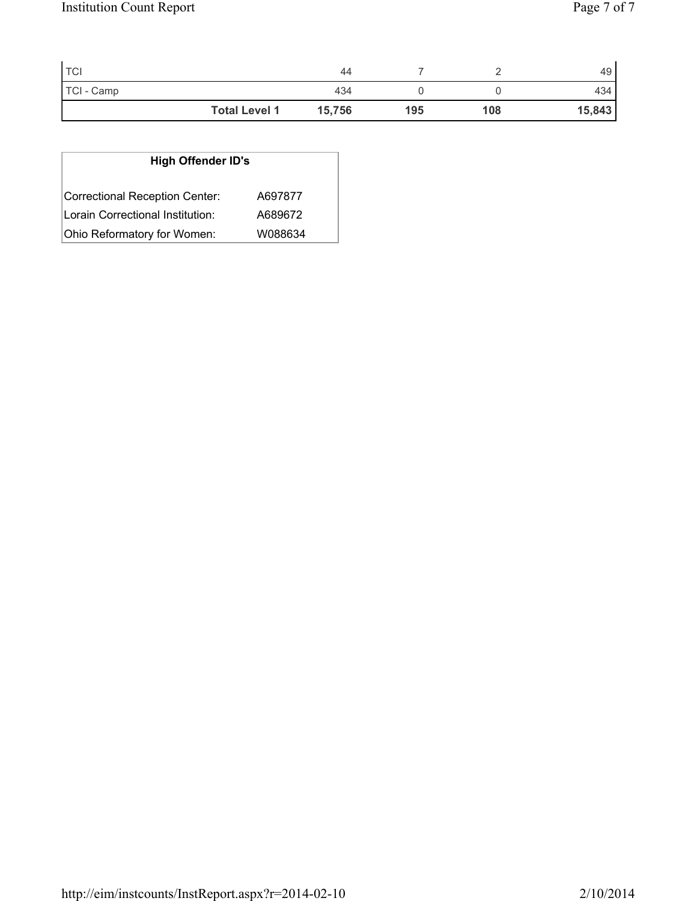| | | | | |
|---|---|---|---|---|
| TCI | 44 | 7 | 2 | 49 |
| TCI - Camp | 434 | 0 | 0 | 434 |
| **Total Level 1** | **15,756** | **195** | **108** | **15,843** |

| **High Offender ID's** | |
|---|---|
| Correctional Reception Center: | A697877 |
| Lorain Correctional Institution: | A689672 |
| Ohio Reformatory for Women: | W088634 |